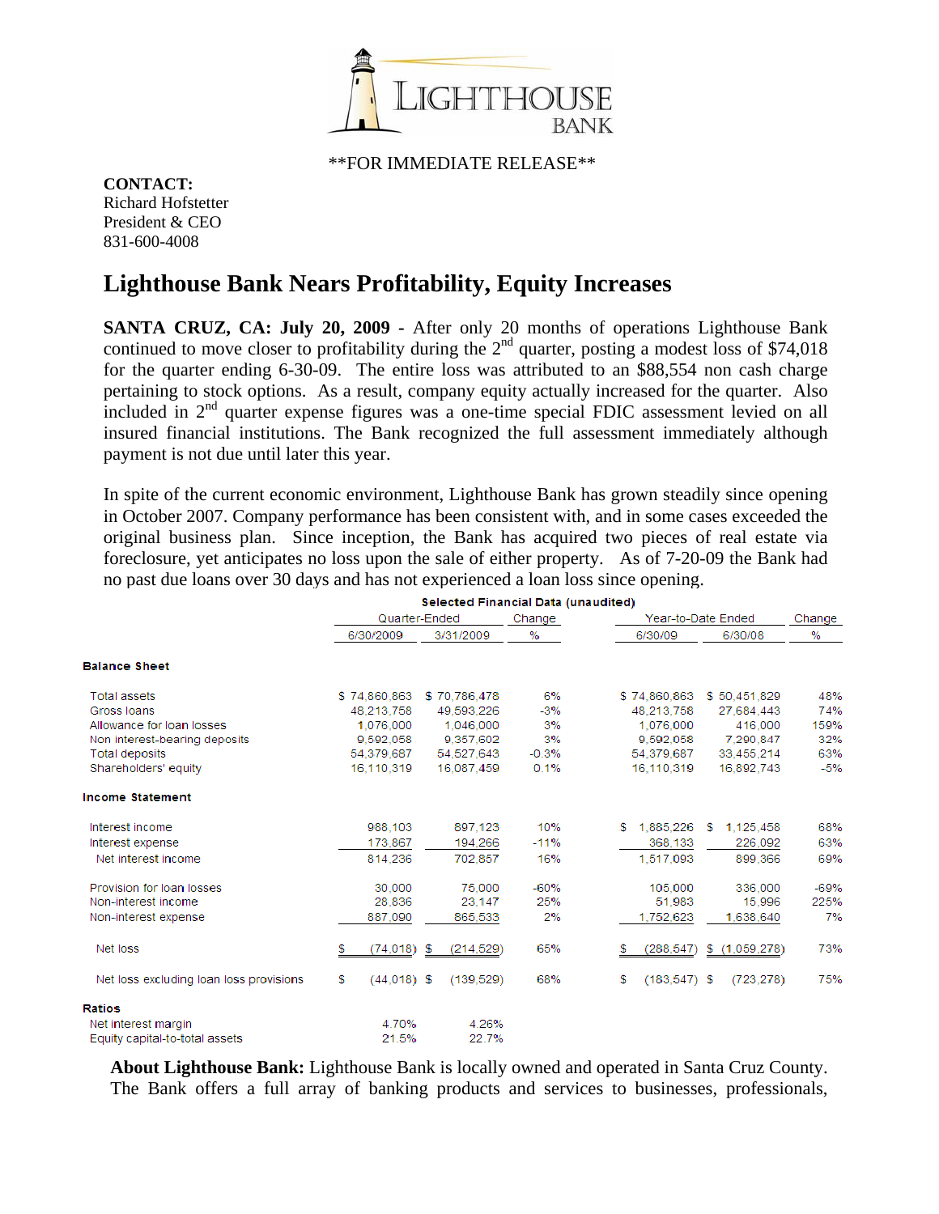**FOR IMMEDIATE RELEASE**

**CONTACT:**
Richard Hofstetter
President & CEO
831-600-4008

# Lighthouse Bank Nears Profitability, Equity Increases

**SANTA CRUZ, CA: July 20, 2009 -** After only 20 months of operations Lighthouse Bank continued to move closer to profitability during the 2nd quarter, posting a modest loss of $74,018 for the quarter ending 6-30-09. The entire loss was attributed to an $88,554 non cash charge pertaining to stock options. As a result, company equity actually increased for the quarter. Also included in 2nd quarter expense figures was a one-time special FDIC assessment levied on all insured financial institutions. The Bank recognized the full assessment immediately although payment is not due until later this year.

In spite of the current economic environment, Lighthouse Bank has grown steadily since opening in October 2007. Company performance has been consistent with, and in some cases exceeded the original business plan. Since inception, the Bank has acquired two pieces of real estate via foreclosure, yet anticipates no loss upon the sale of either property. As of 7-20-09 the Bank had no past due loans over 30 days and has not experienced a loan loss since opening.

**Selected Financial Data (unaudited)**

| | Quarter-Ended | | Change | Year-to-Date Ended | | Change |
|---|---|---|---|---|---|---|
| | 6/30/2009 | 3/31/2009 | % | 6/30/09 | 6/30/08 | % |
| **Balance Sheet** | | | | | | |
| Total assets | $ 74,860,863 | $ 70,786,478 | 6% | $ 74,860,863 | $ 50,451,829 | 48% |
| Gross loans | 48,213,758 | 49,593,226 | -3% | 48,213,758 | 27,684,443 | 74% |
| Allowance for loan losses | 1,076,000 | 1,046,000 | 3% | 1,076,000 | 416,000 | 159% |
| Non interest-bearing deposits | 9,592,058 | 9,357,602 | 3% | 9,592,058 | 7,290,847 | 32% |
| Total deposits | 54,379,687 | 54,527,643 | -0.3% | 54,379,687 | 33,455,214 | 63% |
| Shareholders' equity | 16,110,319 | 16,087,459 | 0.1% | 16,110,319 | 16,892,743 | -5% |
| **Income Statement** | | | | | | |
| Interest income | 988,103 | 897,123 | 10% | $ 1,885,226 | $ 1,125,458 | 68% |
| Interest expense | 173,867 | 194,266 | -11% | 368,133 | 226,092 | 63% |
| Net interest income | 814,236 | 702,857 | 16% | 1,517,093 | 899,366 | 69% |
| Provision for loan losses | 30,000 | 75,000 | -60% | 105,000 | 336,000 | -69% |
| Non-interest income | 28,836 | 23,147 | 25% | 51,983 | 15,996 | 225% |
| Non-interest expense | 887,090 | 865,533 | 2% | 1,752,623 | 1,638,640 | 7% |
| Net loss | $ (74,018) | $ (214,529) | 65% | $ (288,547) | $ (1,059,278) | 73% |
| Net loss excluding loan loss provisions | $ (44,018) | $ (139,529) | 68% | $ (183,547) | $ (723,278) | 75% |
| **Ratios** | | | | | | |
| Net interest margin | 4.70% | 4.26% | | | | |
| Equity capital-to-total assets | 21.5% | 22.7% | | | | |

**About Lighthouse Bank:** Lighthouse Bank is locally owned and operated in Santa Cruz County. The Bank offers a full array of banking products and services to businesses, professionals,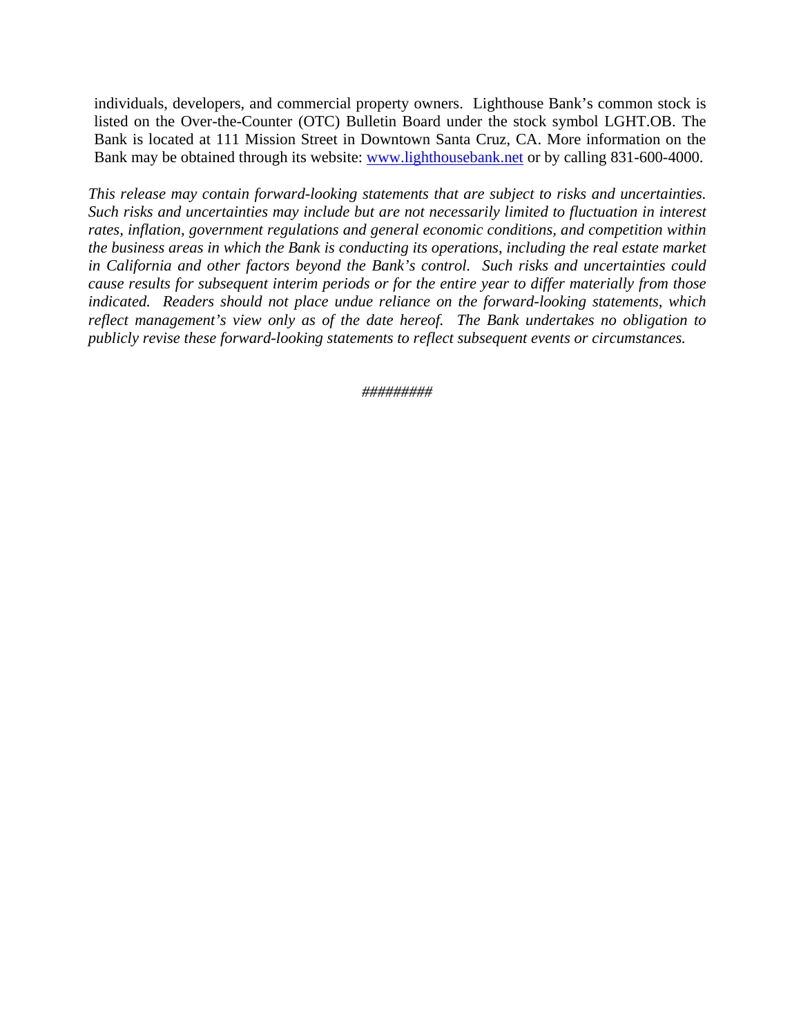individuals, developers, and commercial property owners. Lighthouse Bank's common stock is listed on the Over-the-Counter (OTC) Bulletin Board under the stock symbol LGHT.OB. The Bank is located at 111 Mission Street in Downtown Santa Cruz, CA. More information on the Bank may be obtained through its website: [www.lighthousebank.net](http://www.lighthousebank.net) or by calling 831-600-4000.

*This release may contain forward-looking statements that are subject to risks and uncertainties. Such risks and uncertainties may include but are not necessarily limited to fluctuation in interest rates, inflation, government regulations and general economic conditions, and competition within the business areas in which the Bank is conducting its operations, including the real estate market in California and other factors beyond the Bank's control. Such risks and uncertainties could cause results for subsequent interim periods or for the entire year to differ materially from those indicated. Readers should not place undue reliance on the forward-looking statements, which reflect management's view only as of the date hereof. The Bank undertakes no obligation to publicly revise these forward-looking statements to reflect subsequent events or circumstances.*

*#########*